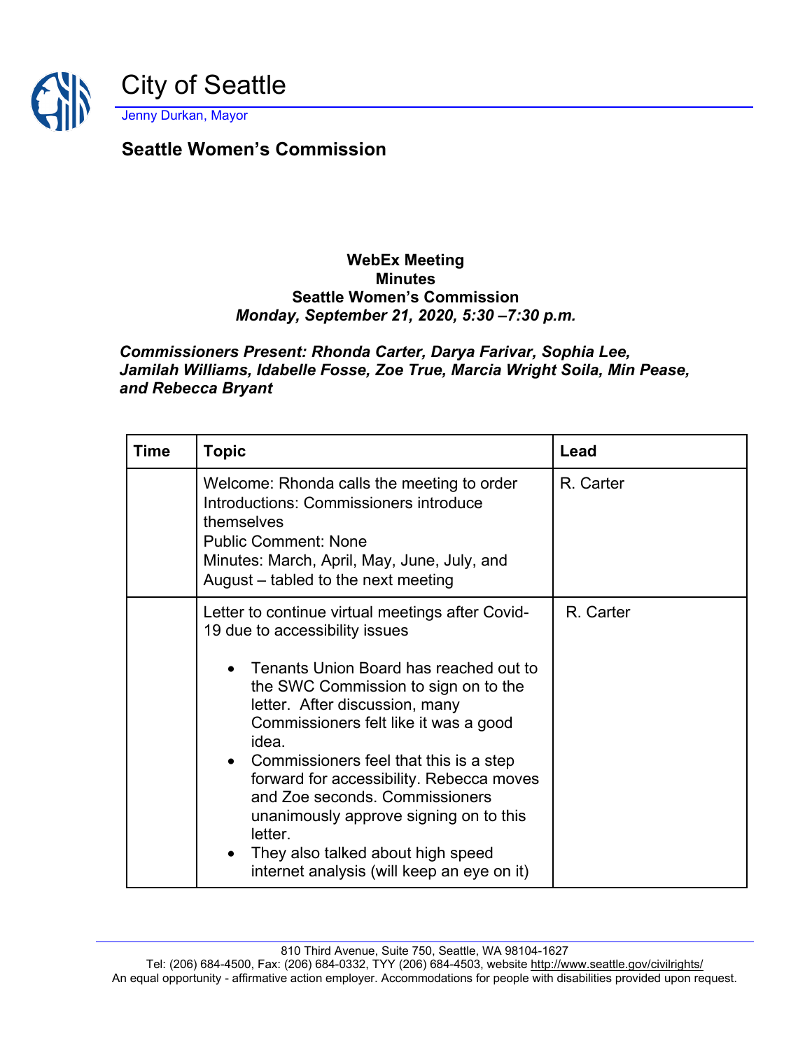# City of Seattle

Jenny Durkan, Mayor

## Seattle Women's Commission

**WebEx Meeting**
**Minutes**
**Seattle Women's Commission**
***Monday, September 21, 2020, 5:30 –7:30 p.m.***

***Commissioners Present: Rhonda Carter, Darya Farivar, Sophia Lee, Jamilah Williams, Idabelle Fosse, Zoe True, Marcia Wright Soila, Min Pease, and Rebecca Bryant***

| Time | Topic | Lead |
|---|---|---|
| | Welcome: Rhonda calls the meeting to order<br>Introductions: Commissioners introduce themselves<br>Public Comment: None<br>Minutes: March, April, May, June, July, and August – tabled to the next meeting | R. Carter |
| | Letter to continue virtual meetings after Covid-19 due to accessibility issues<br>• Tenants Union Board has reached out to the SWC Commission to sign on to the letter. After discussion, many Commissioners felt like it was a good idea.<br>• Commissioners feel that this is a step forward for accessibility. Rebecca moves and Zoe seconds. Commissioners unanimously approve signing on to this letter.<br>• They also talked about high speed internet analysis (will keep an eye on it) | R. Carter |

810 Third Avenue, Suite 750, Seattle, WA 98104-1627
Tel: (206) 684-4500, Fax: (206) 684-0332, TYY (206) 684-4503, website http://www.seattle.gov/civilrights/
An equal opportunity - affirmative action employer. Accommodations for people with disabilities provided upon request.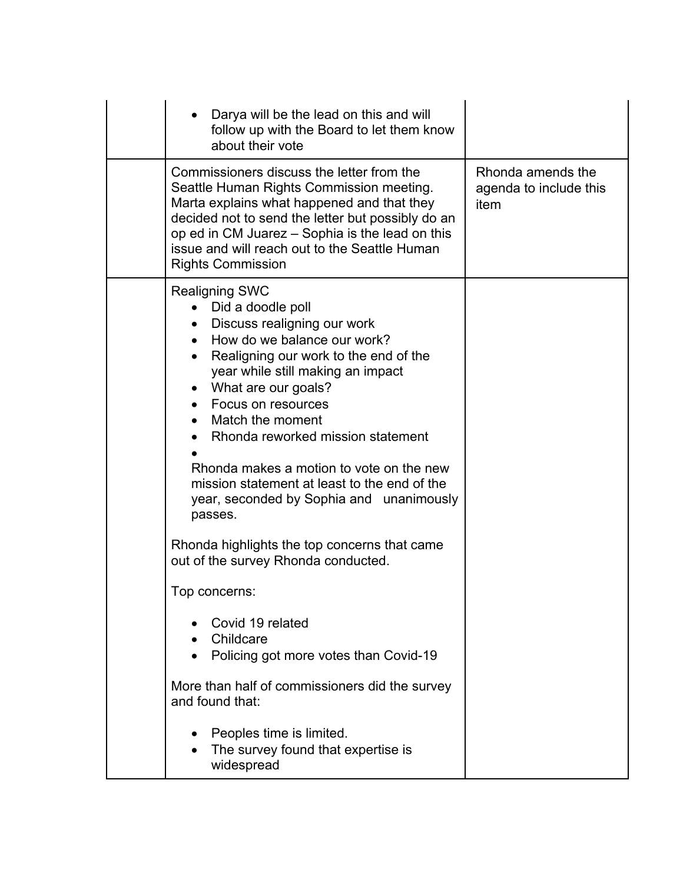| | | |
|---|---|---|
| | • Darya will be the lead on this and will follow up with the Board to let them know about their vote | |
| | Commissioners discuss the letter from the Seattle Human Rights Commission meeting. Marta explains what happened and that they decided not to send the letter but possibly do an op ed in CM Juarez – Sophia is the lead on this issue and will reach out to the Seattle Human Rights Commission | Rhonda amends the agenda to include this item |
| | Realigning SWC<br>• Did a doodle poll<br>• Discuss realigning our work<br>• How do we balance our work?<br>• Realigning our work to the end of the year while still making an impact<br>• What are our goals?<br>• Focus on resources<br>• Match the moment<br>• Rhonda reworked mission statement<br>•<br>Rhonda makes a motion to vote on the new mission statement at least to the end of the year, seconded by Sophia and unanimously passes.<br><br>Rhonda highlights the top concerns that came out of the survey Rhonda conducted.<br><br>Top concerns:<br><br>• Covid 19 related<br>• Childcare<br>• Policing got more votes than Covid-19<br><br>More than half of commissioners did the survey and found that:<br><br>• Peoples time is limited.<br>• The survey found that expertise is widespread | |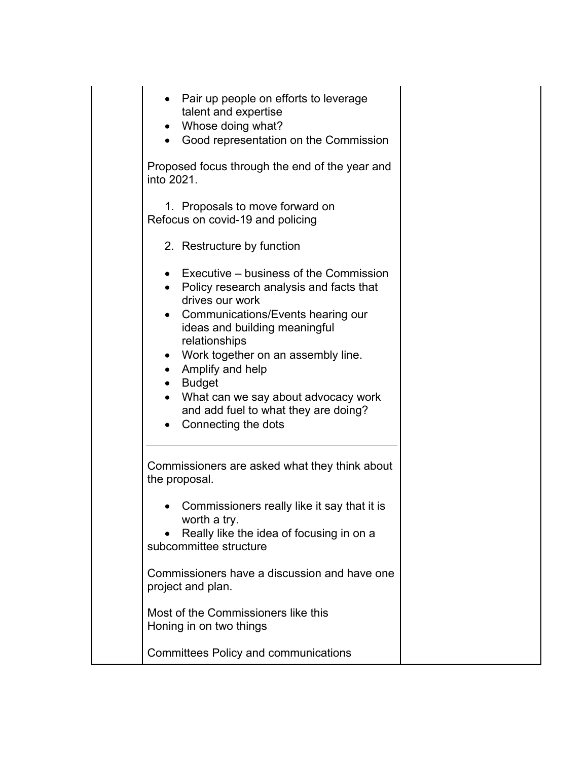| | | |
|---|---|---|
| | • Pair up people on efforts to leverage talent and expertise<br>• Whose doing what?<br>• Good representation on the Commission<br><br>Proposed focus through the end of the year and into 2021.<br><br>1. Proposals to move forward on<br>Refocus on covid-19 and policing<br><br>2. Restructure by function<br><br>• Executive – business of the Commission<br>• Policy research analysis and facts that drives our work<br>• Communications/Events hearing our ideas and building meaningful relationships<br>• Work together on an assembly line.<br>• Amplify and help<br>• Budget<br>• What can we say about advocacy work and add fuel to what they are doing?<br>• Connecting the dots<br><br>---<br><br>Commissioners are asked what they think about the proposal.<br><br>• Commissioners really like it say that it is worth a try.<br>• Really like the idea of focusing in on a subcommittee structure<br><br>Commissioners have a discussion and have one project and plan.<br><br>Most of the Commissioners like this<br>Honing in on two things<br><br>Committees Policy and communications | |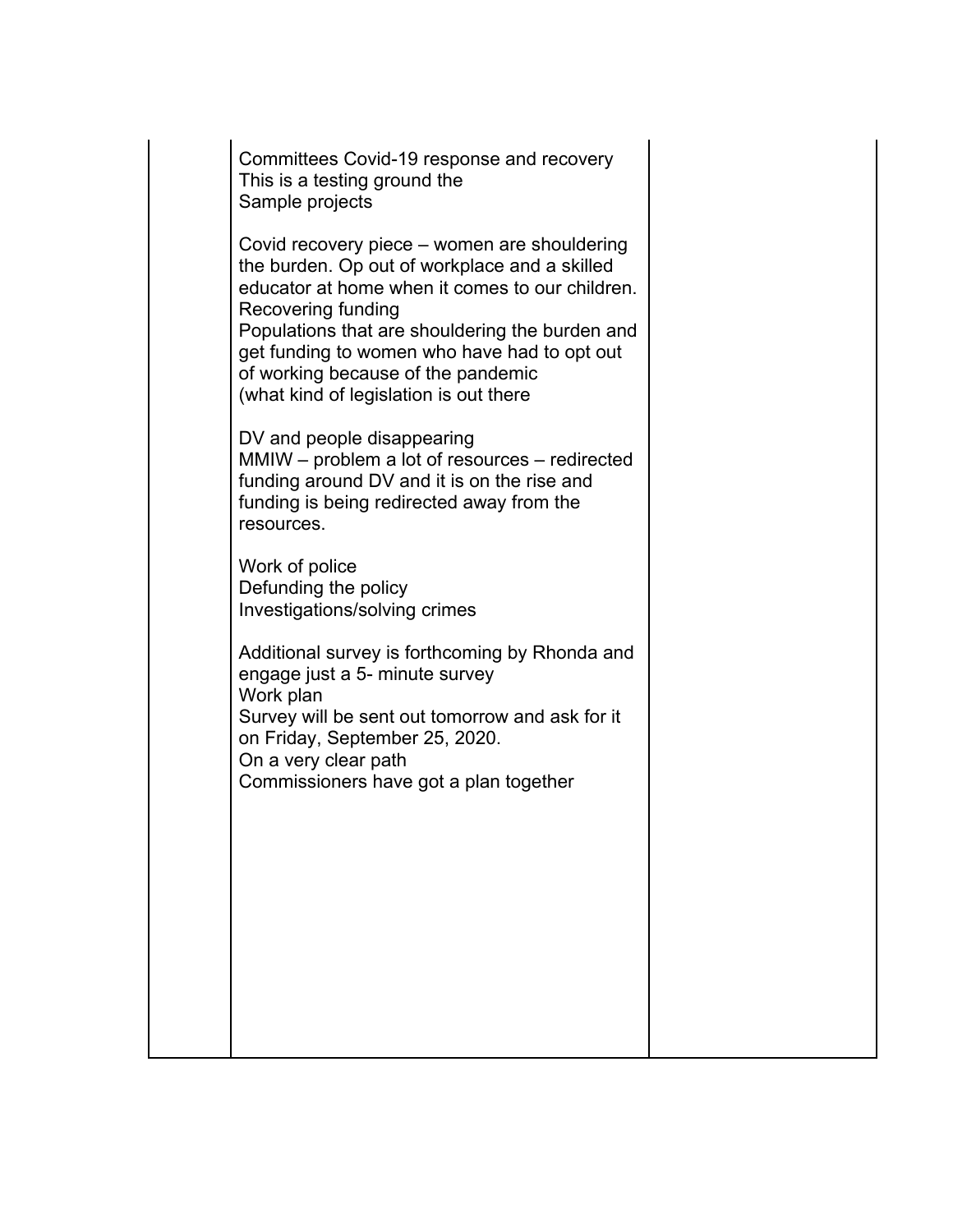| | | |
|---|---|---|
| | Committees Covid-19 response and recovery<br>This is a testing ground the<br>Sample projects<br><br>Covid recovery piece – women are shouldering the burden. Op out of workplace and a skilled educator at home when it comes to our children.<br>Recovering funding<br>Populations that are shouldering the burden and get funding to women who have had to opt out of working because of the pandemic<br>(what kind of legislation is out there<br><br>DV and people disappearing<br>MMIW – problem a lot of resources – redirected funding around DV and it is on the rise and funding is being redirected away from the resources.<br><br>Work of police<br>Defunding the policy<br>Investigations/solving crimes<br><br>Additional survey is forthcoming by Rhonda and engage just a 5- minute survey<br>Work plan<br>Survey will be sent out tomorrow and ask for it on Friday, September 25, 2020.<br>On a very clear path<br>Commissioners have got a plan together | |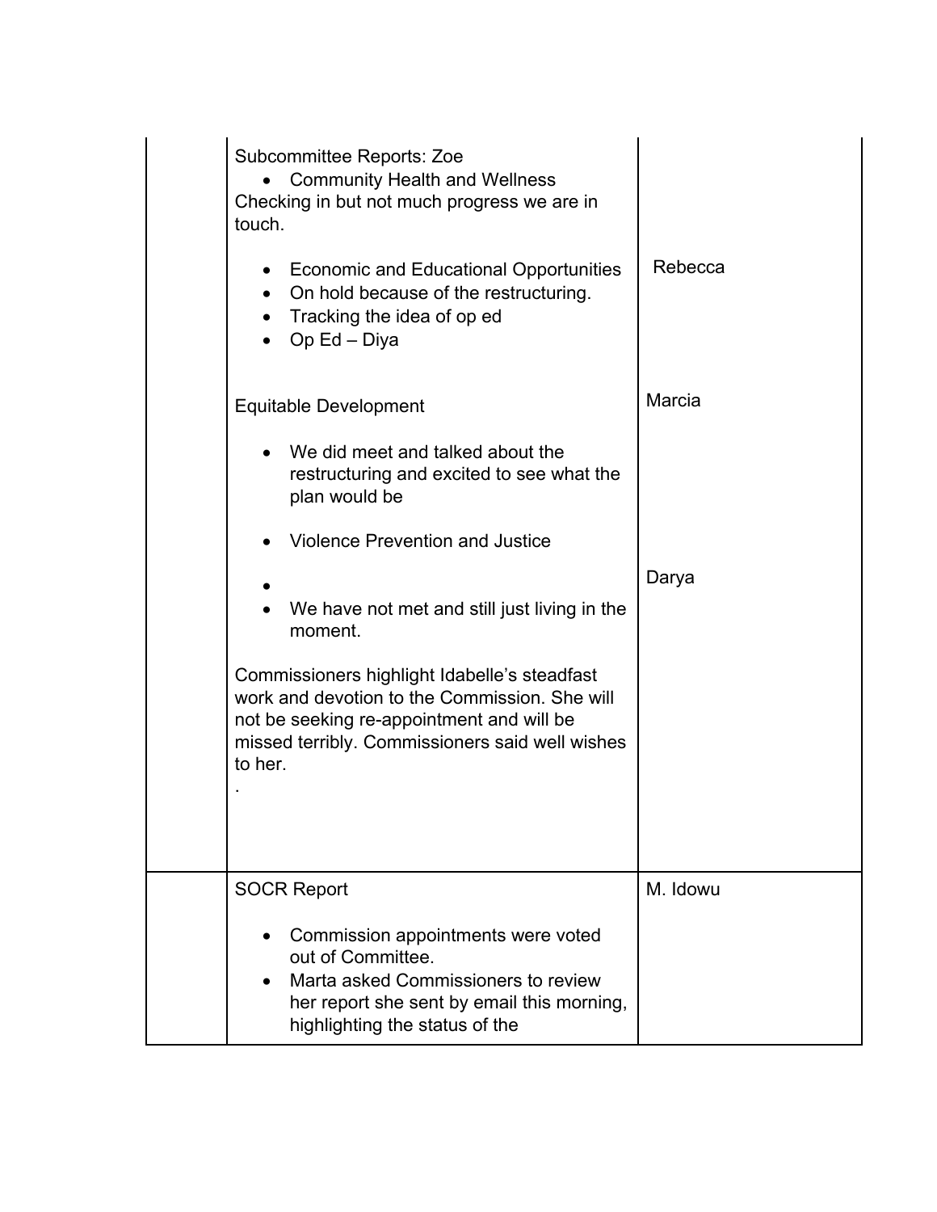|  | Subcommittee Reports: Zoe<br>• Community Health and Wellness<br>Checking in but not much progress we are in touch.<br><br>• Economic and Educational Opportunities<br>• On hold because of the restructuring.<br>• Tracking the idea of op ed<br>• Op Ed – Diya<br><br>Equitable Development<br><br>• We did meet and talked about the restructuring and excited to see what the plan would be<br><br>• Violence Prevention and Justice<br><br>•<br>• We have not met and still just living in the moment.<br><br>Commissioners highlight Idabelle's steadfast work and devotion to the Commission. She will not be seeking re-appointment and will be missed terribly. Commissioners said well wishes to her.<br>. | <br><br><br><br>Rebecca<br><br><br><br><br>Marcia<br><br><br><br><br><br>Darya |
|---|---|---|
|  | SOCR Report<br><br>• Commission appointments were voted out of Committee.<br>• Marta asked Commissioners to review her report she sent by email this morning, highlighting the status of the | M. Idowu |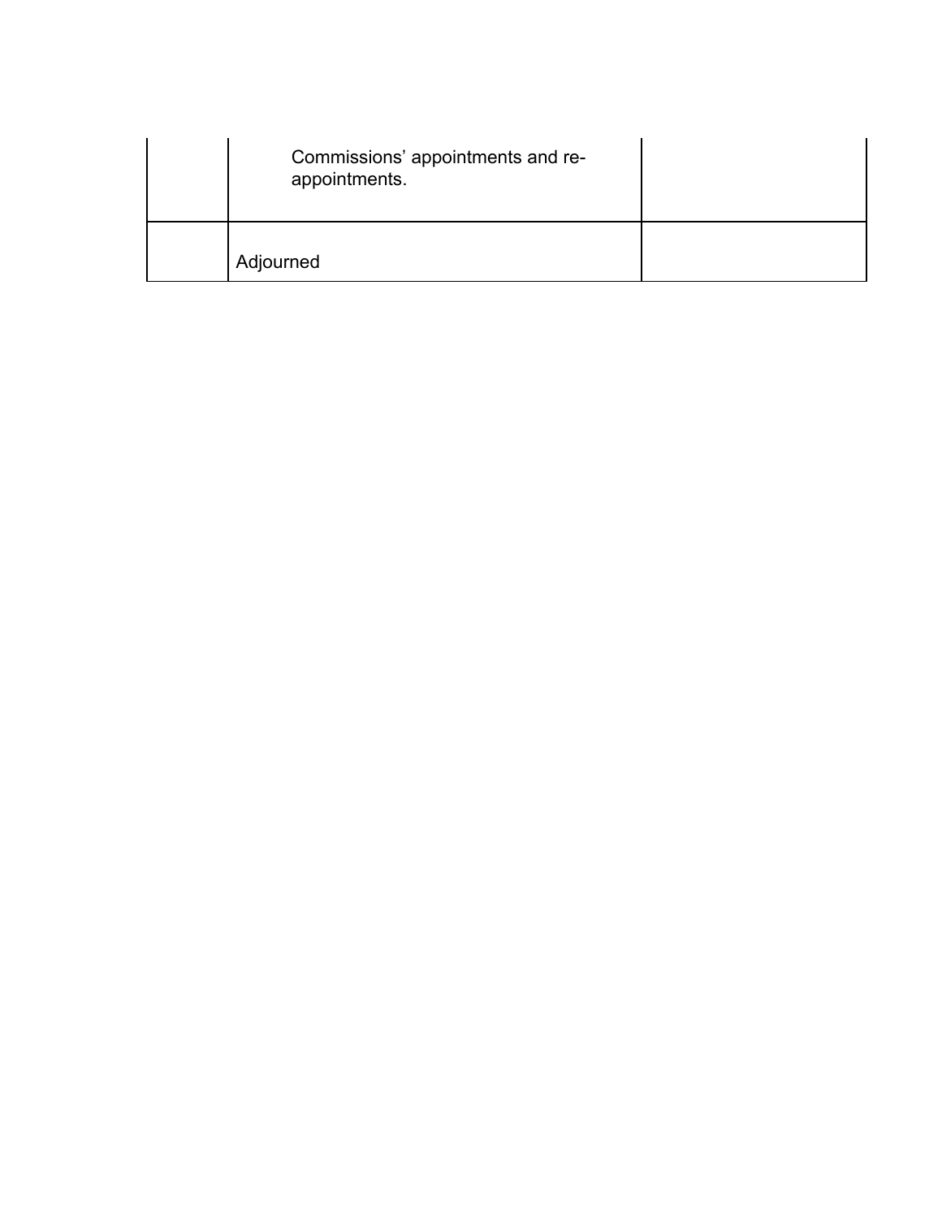| | | |
|---|---|---|
| | Commissions' appointments and re-appointments. | |
| | Adjourned | |